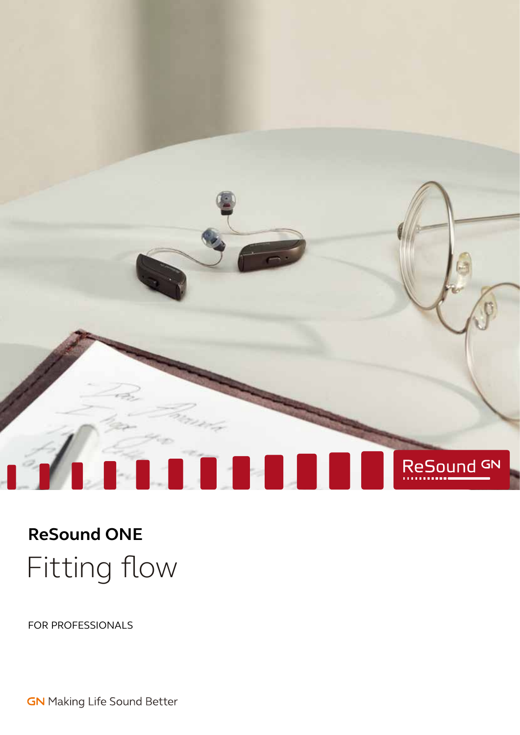ReSound GN

# ReSound ONE

## Fitting flow

FOR PROFESSIONALS

GN Making Life Sound Better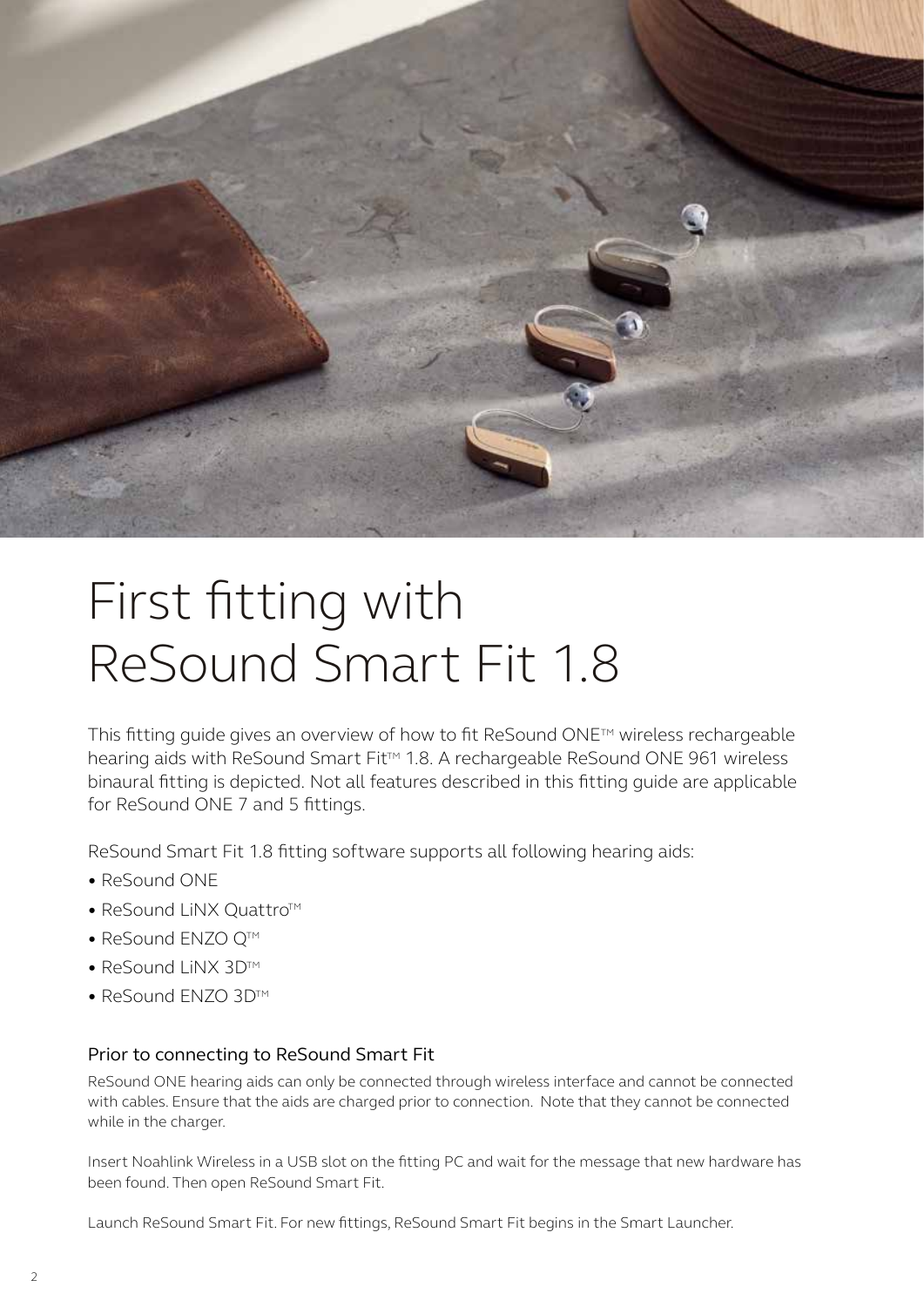# First fitting with ReSound Smart Fit 1.8

This fitting guide gives an overview of how to fit ReSound ONE™ wireless rechargeable hearing aids with ReSound Smart Fit™ 1.8. A rechargeable ReSound ONE 961 wireless binaural fitting is depicted. Not all features described in this fitting guide are applicable for ReSound ONE 7 and 5 fittings.

ReSound Smart Fit 1.8 fitting software supports all following hearing aids:

- ReSound ONE
- ReSound LiNX Quattro™
- ReSound ENZO Q™
- ReSound LiNX 3D™
- ReSound ENZO 3D™

## Prior to connecting to ReSound Smart Fit

ReSound ONE hearing aids can only be connected through wireless interface and cannot be connected with cables. Ensure that the aids are charged prior to connection. Note that they cannot be connected while in the charger.

Insert Noahlink Wireless in a USB slot on the fitting PC and wait for the message that new hardware has been found. Then open ReSound Smart Fit.

Launch ReSound Smart Fit. For new fittings, ReSound Smart Fit begins in the Smart Launcher.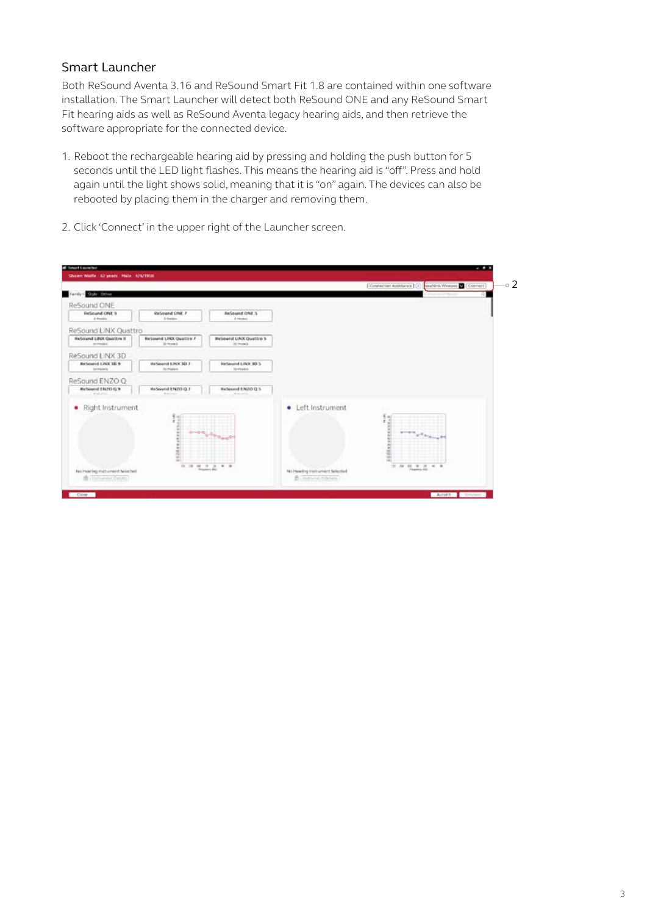## Smart Launcher

Both ReSound Aventa 3.16 and ReSound Smart Fit 1.8 are contained within one software installation. The Smart Launcher will detect both ReSound ONE and any ReSound Smart Fit hearing aids as well as ReSound Aventa legacy hearing aids, and then retrieve the software appropriate for the connected device.

1. Reboot the rechargeable hearing aid by pressing and holding the push button for 5 seconds until the LED light flashes. This means the hearing aid is "off". Press and hold again until the light shows solid, meaning that it is "on" again. The devices can also be rebooted by placing them in the charger and removing them.

2. Click 'Connect' in the upper right of the Launcher screen.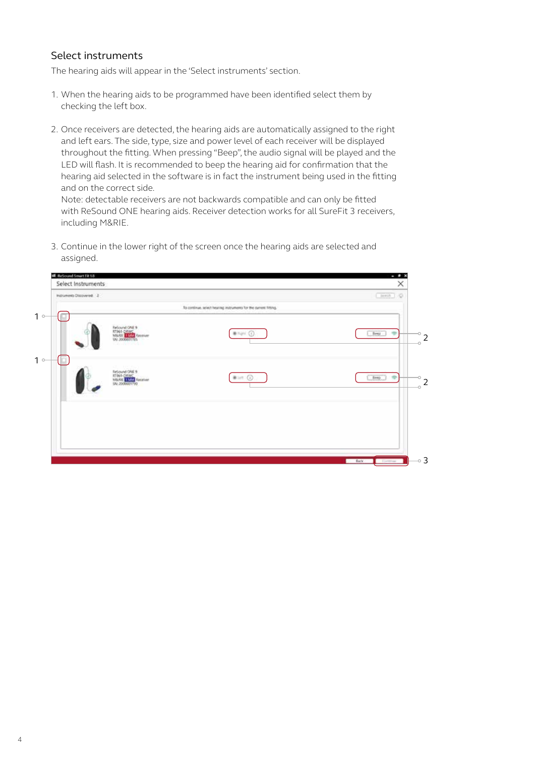## Select instruments

The hearing aids will appear in the 'Select instruments' section.

1. When the hearing aids to be programmed have been identified select them by checking the left box.

2. Once receivers are detected, the hearing aids are automatically assigned to the right and left ears. The side, type, size and power level of each receiver will be displayed throughout the fitting. When pressing "Beep", the audio signal will be played and the LED will flash. It is recommended to beep the hearing aid for confirmation that the hearing aid selected in the software is in fact the instrument being used in the fitting and on the correct side.
   Note: detectable receivers are not backwards compatible and can only be fitted with ReSound ONE hearing aids. Receiver detection works for all SureFit 3 receivers, including M&RIE.

3. Continue in the lower right of the screen once the hearing aids are selected and assigned.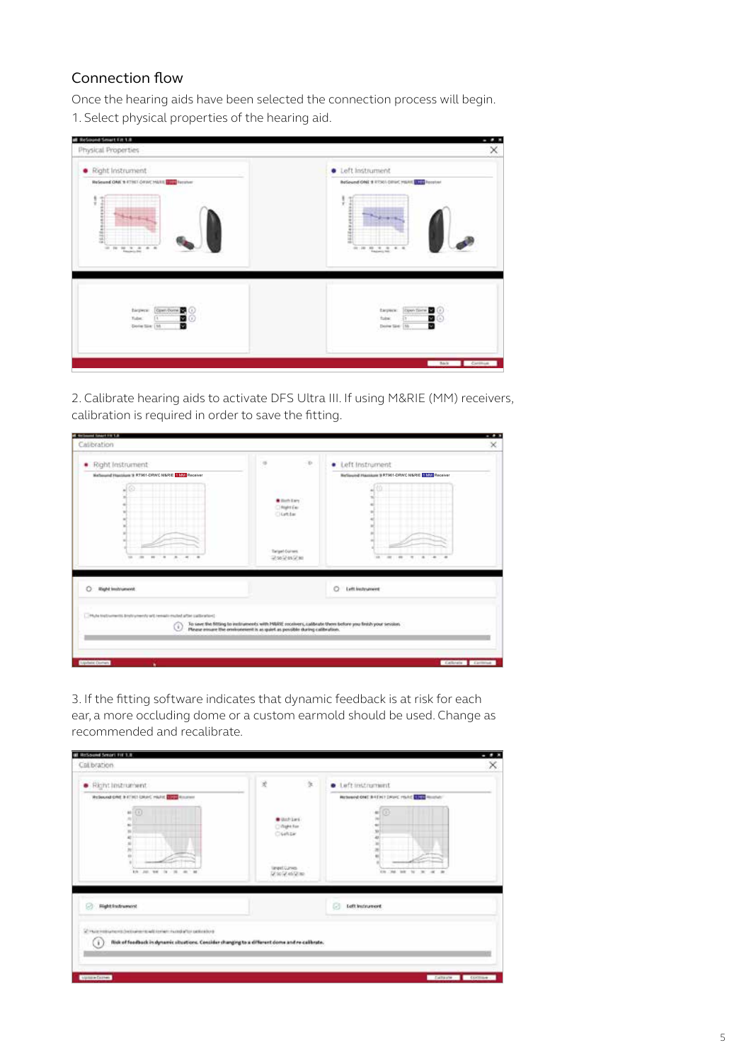## Connection flow

Once the hearing aids have been selected the connection process will begin.

1. Select physical properties of the hearing aid.

2. Calibrate hearing aids to activate DFS Ultra III. If using M&RIE (MM) receivers, calibration is required in order to save the fitting.

3. If the fitting software indicates that dynamic feedback is at risk for each ear, a more occluding dome or a custom earmold should be used. Change as recommended and recalibrate.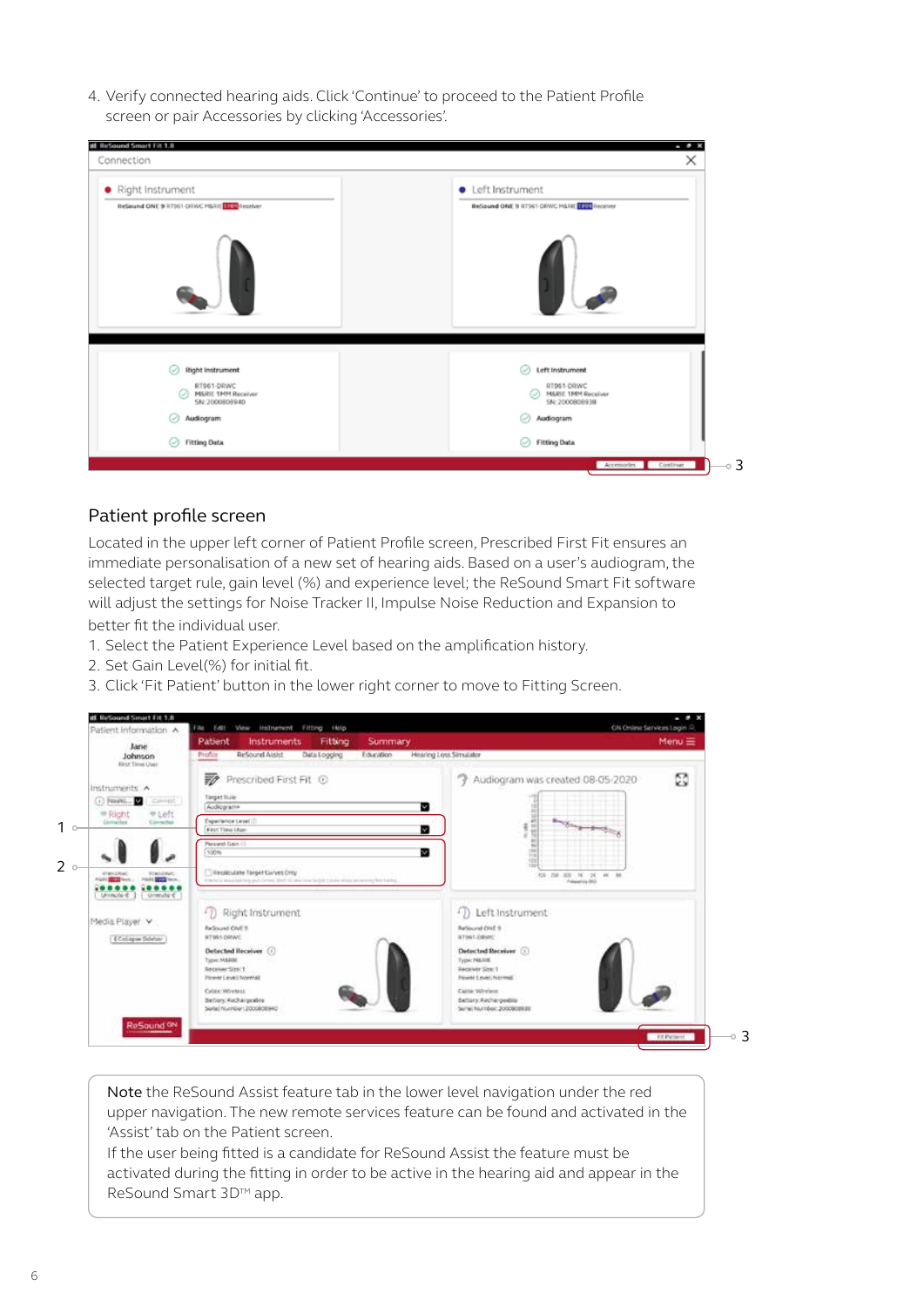4. Verify connected hearing aids. Click 'Continue' to proceed to the Patient Profile screen or pair Accessories by clicking 'Accessories'.

## Patient profile screen

Located in the upper left corner of Patient Profile screen, Prescribed First Fit ensures an immediate personalisation of a new set of hearing aids. Based on a user's audiogram, the selected target rule, gain level (%) and experience level; the ReSound Smart Fit software will adjust the settings for Noise Tracker II, Impulse Noise Reduction and Expansion to better fit the individual user.

1. Select the Patient Experience Level based on the amplification history.
2. Set Gain Level(%) for initial fit.
3. Click 'Fit Patient' button in the lower right corner to move to Fitting Screen.

**Note** the ReSound Assist feature tab in the lower level navigation under the red upper navigation. The new remote services feature can be found and activated in the 'Assist' tab on the Patient screen.
If the user being fitted is a candidate for ReSound Assist the feature must be activated during the fitting in order to be active in the hearing aid and appear in the ReSound Smart 3D™ app.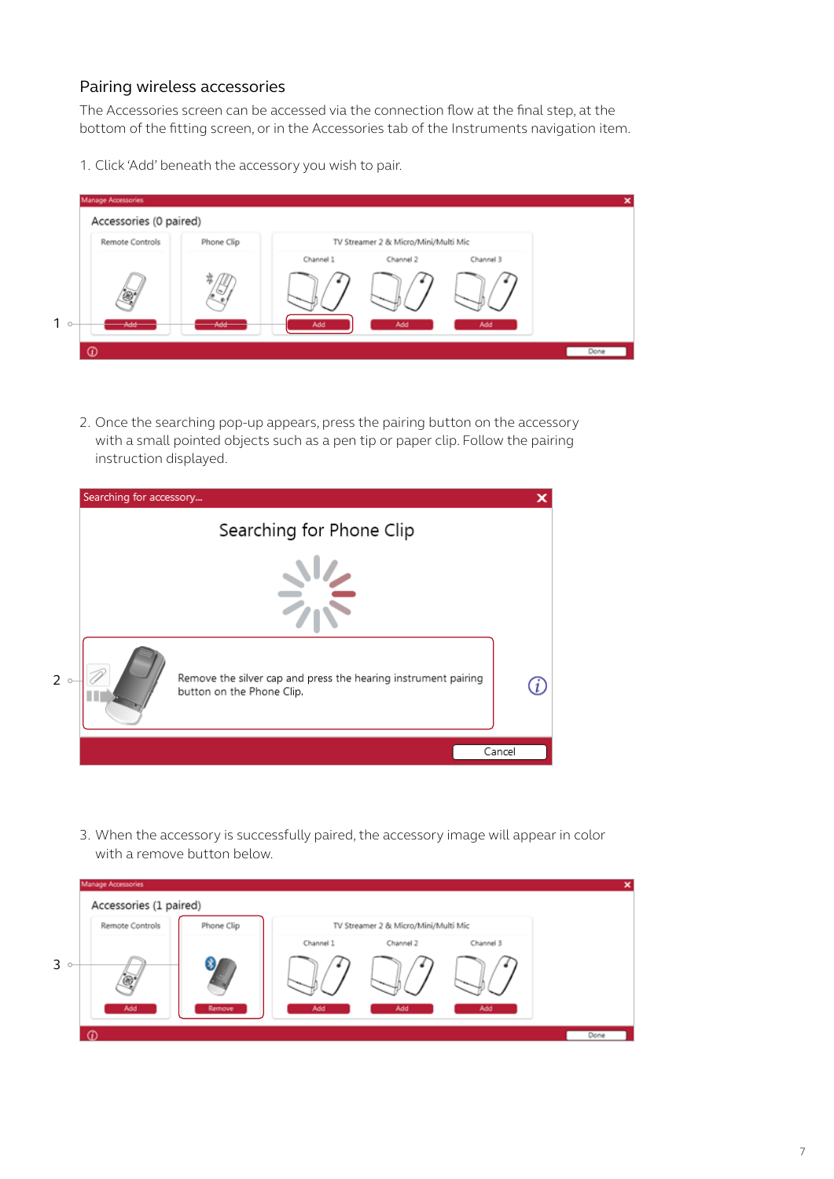## Pairing wireless accessories

The Accessories screen can be accessed via the connection flow at the final step, at the bottom of the fitting screen, or in the Accessories tab of the Instruments navigation item.

1. Click 'Add' beneath the accessory you wish to pair.

2. Once the searching pop-up appears, press the pairing button on the accessory with a small pointed objects such as a pen tip or paper clip. Follow the pairing instruction displayed.

3. When the accessory is successfully paired, the accessory image will appear in color with a remove button below.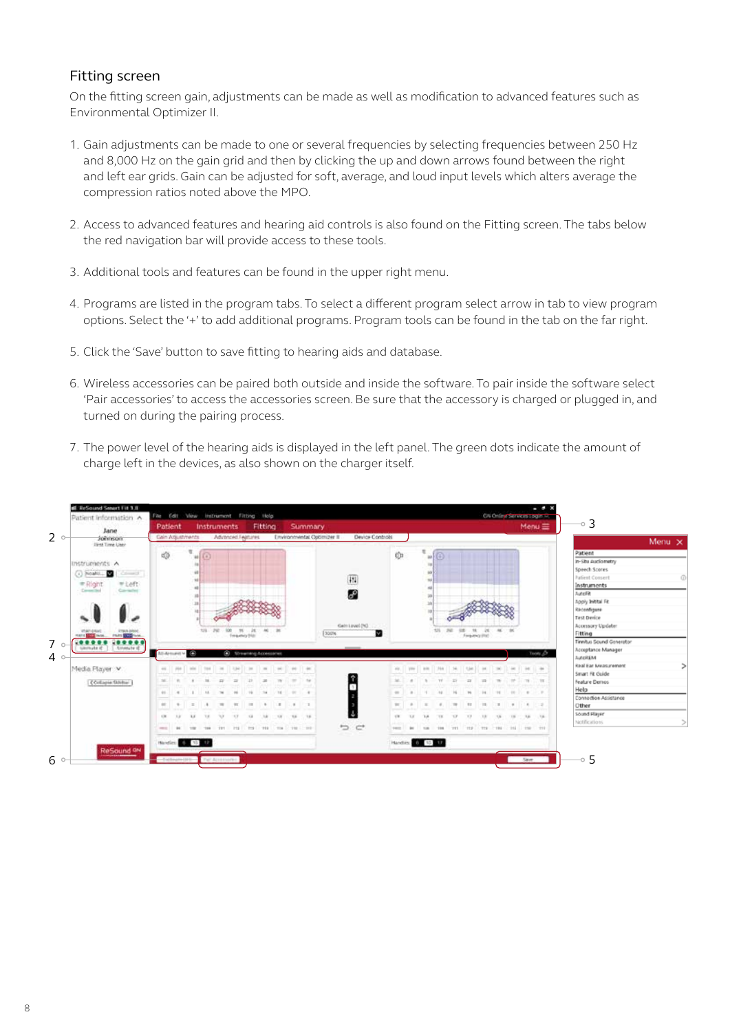## Fitting screen

On the fitting screen gain, adjustments can be made as well as modification to advanced features such as Environmental Optimizer II.

1. Gain adjustments can be made to one or several frequencies by selecting frequencies between 250 Hz and 8,000 Hz on the gain grid and then by clicking the up and down arrows found between the right and left ear grids. Gain can be adjusted for soft, average, and loud input levels which alters average the compression ratios noted above the MPO.

2. Access to advanced features and hearing aid controls is also found on the Fitting screen. The tabs below the red navigation bar will provide access to these tools.

3. Additional tools and features can be found in the upper right menu.

4. Programs are listed in the program tabs. To select a different program select arrow in tab to view program options. Select the '+' to add additional programs. Program tools can be found in the tab on the far right.

5. Click the 'Save' button to save fitting to hearing aids and database.

6. Wireless accessories can be paired both outside and inside the software. To pair inside the software select 'Pair accessories' to access the accessories screen. Be sure that the accessory is charged or plugged in, and turned on during the pairing process.

7. The power level of the hearing aids is displayed in the left panel. The green dots indicate the amount of charge left in the devices, as also shown on the charger itself.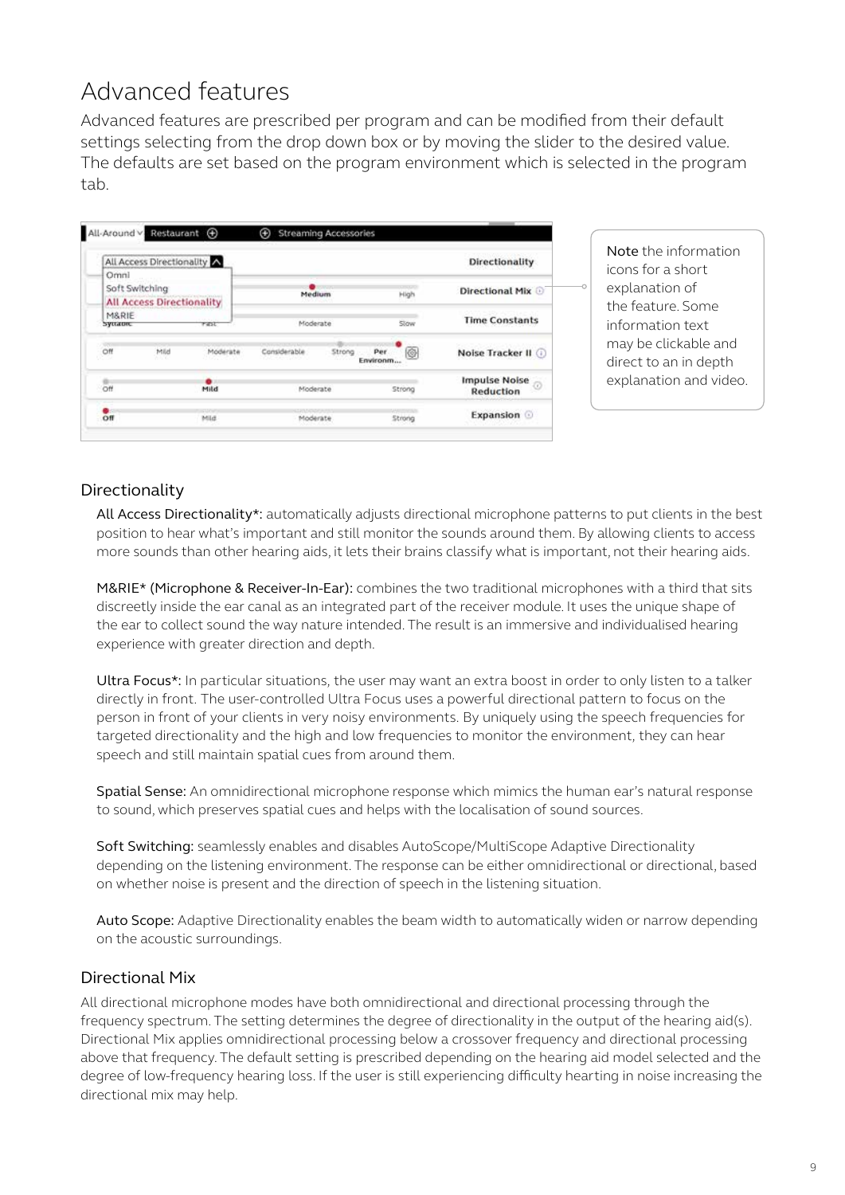# Advanced features

Advanced features are prescribed per program and can be modified from their default settings selecting from the drop down box or by moving the slider to the desired value. The defaults are set based on the program environment which is selected in the program tab.

Note the information icons for a short explanation of the feature. Some information text may be clickable and direct to an in depth explanation and video.

## Directionality

All Access Directionality*: automatically adjusts directional microphone patterns to put clients in the best position to hear what's important and still monitor the sounds around them. By allowing clients to access more sounds than other hearing aids, it lets their brains classify what is important, not their hearing aids.

M&RIE* (Microphone & Receiver-In-Ear): combines the two traditional microphones with a third that sits discreetly inside the ear canal as an integrated part of the receiver module. It uses the unique shape of the ear to collect sound the way nature intended. The result is an immersive and individualised hearing experience with greater direction and depth.

Ultra Focus*: In particular situations, the user may want an extra boost in order to only listen to a talker directly in front. The user-controlled Ultra Focus uses a powerful directional pattern to focus on the person in front of your clients in very noisy environments. By uniquely using the speech frequencies for targeted directionality and the high and low frequencies to monitor the environment, they can hear speech and still maintain spatial cues from around them.

Spatial Sense: An omnidirectional microphone response which mimics the human ear's natural response to sound, which preserves spatial cues and helps with the localisation of sound sources.

Soft Switching: seamlessly enables and disables AutoScope/MultiScope Adaptive Directionality depending on the listening environment. The response can be either omnidirectional or directional, based on whether noise is present and the direction of speech in the listening situation.

Auto Scope: Adaptive Directionality enables the beam width to automatically widen or narrow depending on the acoustic surroundings.

## Directional Mix

All directional microphone modes have both omnidirectional and directional processing through the frequency spectrum. The setting determines the degree of directionality in the output of the hearing aid(s). Directional Mix applies omnidirectional processing below a crossover frequency and directional processing above that frequency. The default setting is prescribed depending on the hearing aid model selected and the degree of low-frequency hearing loss. If the user is still experiencing difficulty hearting in noise increasing the directional mix may help.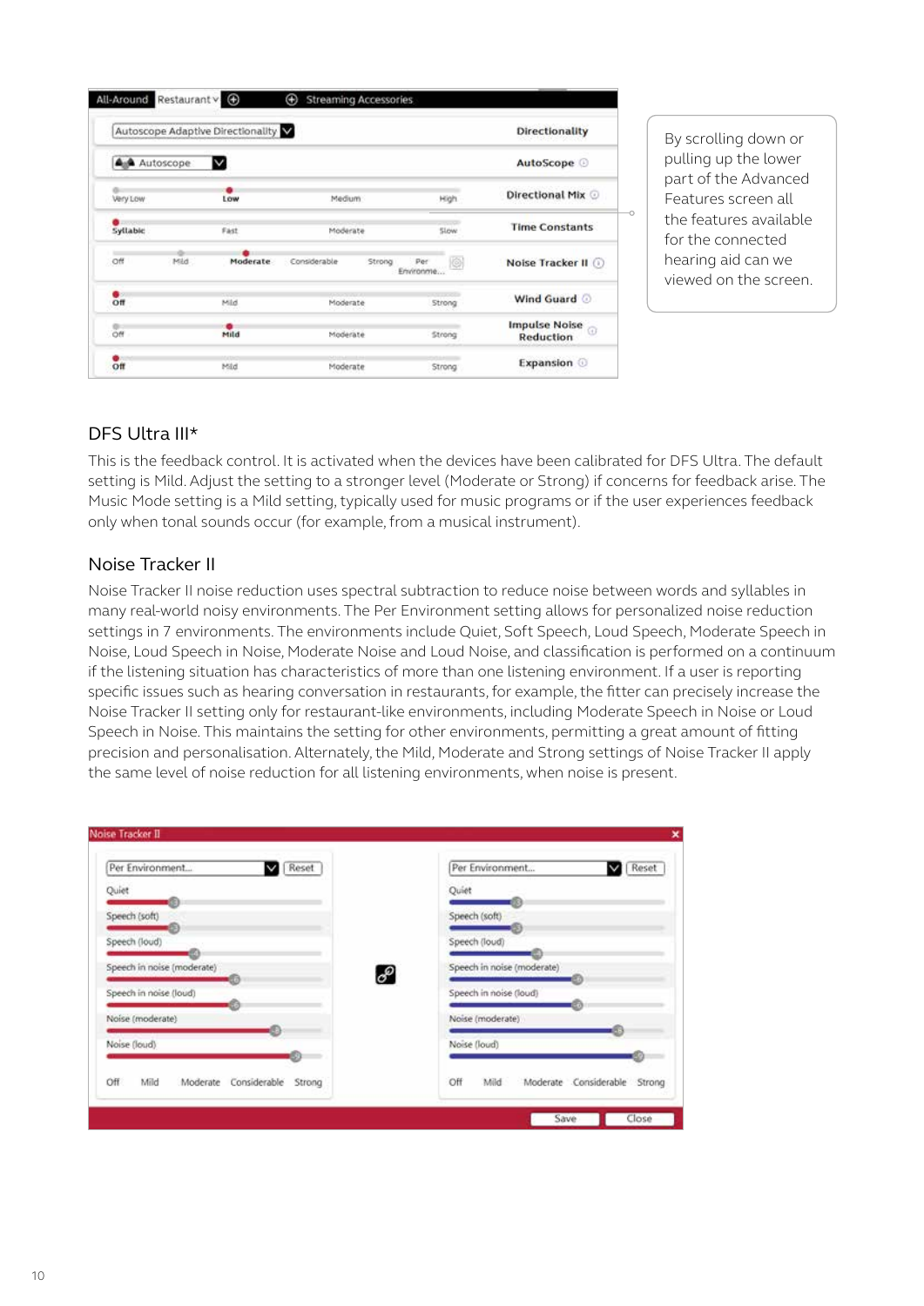By scrolling down or pulling up the lower part of the Advanced Features screen all the features available for the connected hearing aid can we viewed on the screen.

## DFS Ultra III*

This is the feedback control. It is activated when the devices have been calibrated for DFS Ultra. The default setting is Mild. Adjust the setting to a stronger level (Moderate or Strong) if concerns for feedback arise. The Music Mode setting is a Mild setting, typically used for music programs or if the user experiences feedback only when tonal sounds occur (for example, from a musical instrument).

## Noise Tracker II

Noise Tracker II noise reduction uses spectral subtraction to reduce noise between words and syllables in many real-world noisy environments. The Per Environment setting allows for personalized noise reduction settings in 7 environments. The environments include Quiet, Soft Speech, Loud Speech, Moderate Speech in Noise, Loud Speech in Noise, Moderate Noise and Loud Noise, and classification is performed on a continuum if the listening situation has characteristics of more than one listening environment. If a user is reporting specific issues such as hearing conversation in restaurants, for example, the fitter can precisely increase the Noise Tracker II setting only for restaurant-like environments, including Moderate Speech in Noise or Loud Speech in Noise. This maintains the setting for other environments, permitting a great amount of fitting precision and personalisation. Alternately, the Mild, Moderate and Strong settings of Noise Tracker II apply the same level of noise reduction for all listening environments, when noise is present.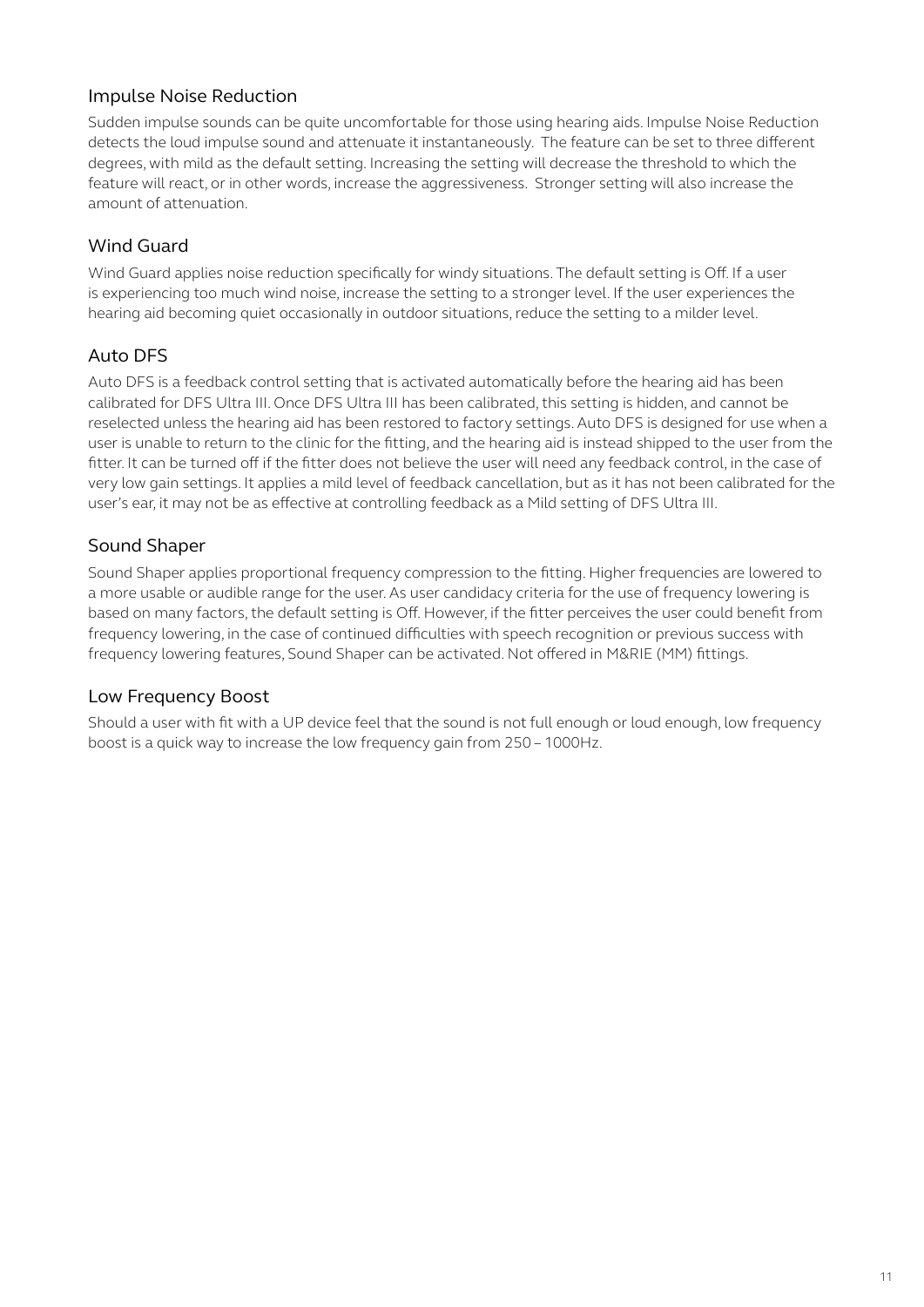### Impulse Noise Reduction

Sudden impulse sounds can be quite uncomfortable for those using hearing aids. Impulse Noise Reduction detects the loud impulse sound and attenuate it instantaneously. The feature can be set to three different degrees, with mild as the default setting. Increasing the setting will decrease the threshold to which the feature will react, or in other words, increase the aggressiveness. Stronger setting will also increase the amount of attenuation.

### Wind Guard

Wind Guard applies noise reduction specifically for windy situations. The default setting is Off. If a user is experiencing too much wind noise, increase the setting to a stronger level. If the user experiences the hearing aid becoming quiet occasionally in outdoor situations, reduce the setting to a milder level.

### Auto DFS

Auto DFS is a feedback control setting that is activated automatically before the hearing aid has been calibrated for DFS Ultra III. Once DFS Ultra III has been calibrated, this setting is hidden, and cannot be reselected unless the hearing aid has been restored to factory settings. Auto DFS is designed for use when a user is unable to return to the clinic for the fitting, and the hearing aid is instead shipped to the user from the fitter. It can be turned off if the fitter does not believe the user will need any feedback control, in the case of very low gain settings. It applies a mild level of feedback cancellation, but as it has not been calibrated for the user's ear, it may not be as effective at controlling feedback as a Mild setting of DFS Ultra III.

### Sound Shaper

Sound Shaper applies proportional frequency compression to the fitting. Higher frequencies are lowered to a more usable or audible range for the user. As user candidacy criteria for the use of frequency lowering is based on many factors, the default setting is Off. However, if the fitter perceives the user could benefit from frequency lowering, in the case of continued difficulties with speech recognition or previous success with frequency lowering features, Sound Shaper can be activated. Not offered in M&RIE (MM) fittings.

### Low Frequency Boost

Should a user with fit with a UP device feel that the sound is not full enough or loud enough, low frequency boost is a quick way to increase the low frequency gain from 250 – 1000Hz.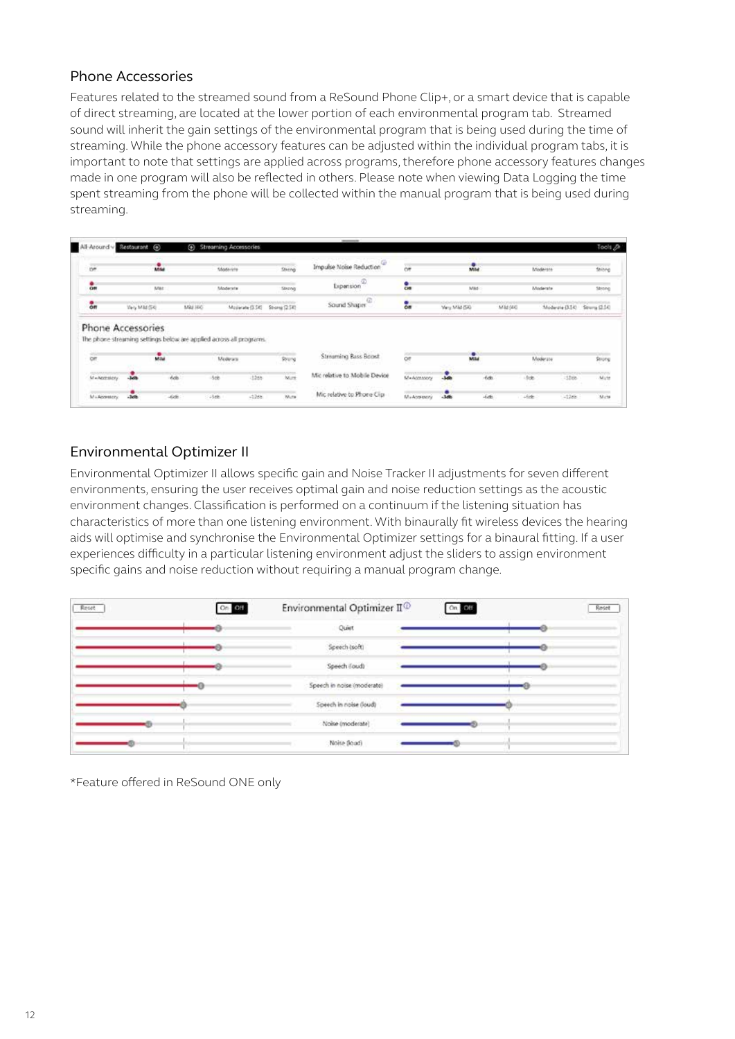## Phone Accessories

Features related to the streamed sound from a ReSound Phone Clip+, or a smart device that is capable of direct streaming, are located at the lower portion of each environmental program tab. Streamed sound will inherit the gain settings of the environmental program that is being used during the time of streaming. While the phone accessory features can be adjusted within the individual program tabs, it is important to note that settings are applied across programs, therefore phone accessory features changes made in one program will also be reflected in others. Please note when viewing Data Logging the time spent streaming from the phone will be collected within the manual program that is being used during streaming.

## Environmental Optimizer II

Environmental Optimizer II allows specific gain and Noise Tracker II adjustments for seven different environments, ensuring the user receives optimal gain and noise reduction settings as the acoustic environment changes. Classification is performed on a continuum if the listening situation has characteristics of more than one listening environment. With binaurally fit wireless devices the hearing aids will optimise and synchronise the Environmental Optimizer settings for a binaural fitting. If a user experiences difficulty in a particular listening environment adjust the sliders to assign environment specific gains and noise reduction without requiring a manual program change.

*Feature offered in ReSound ONE only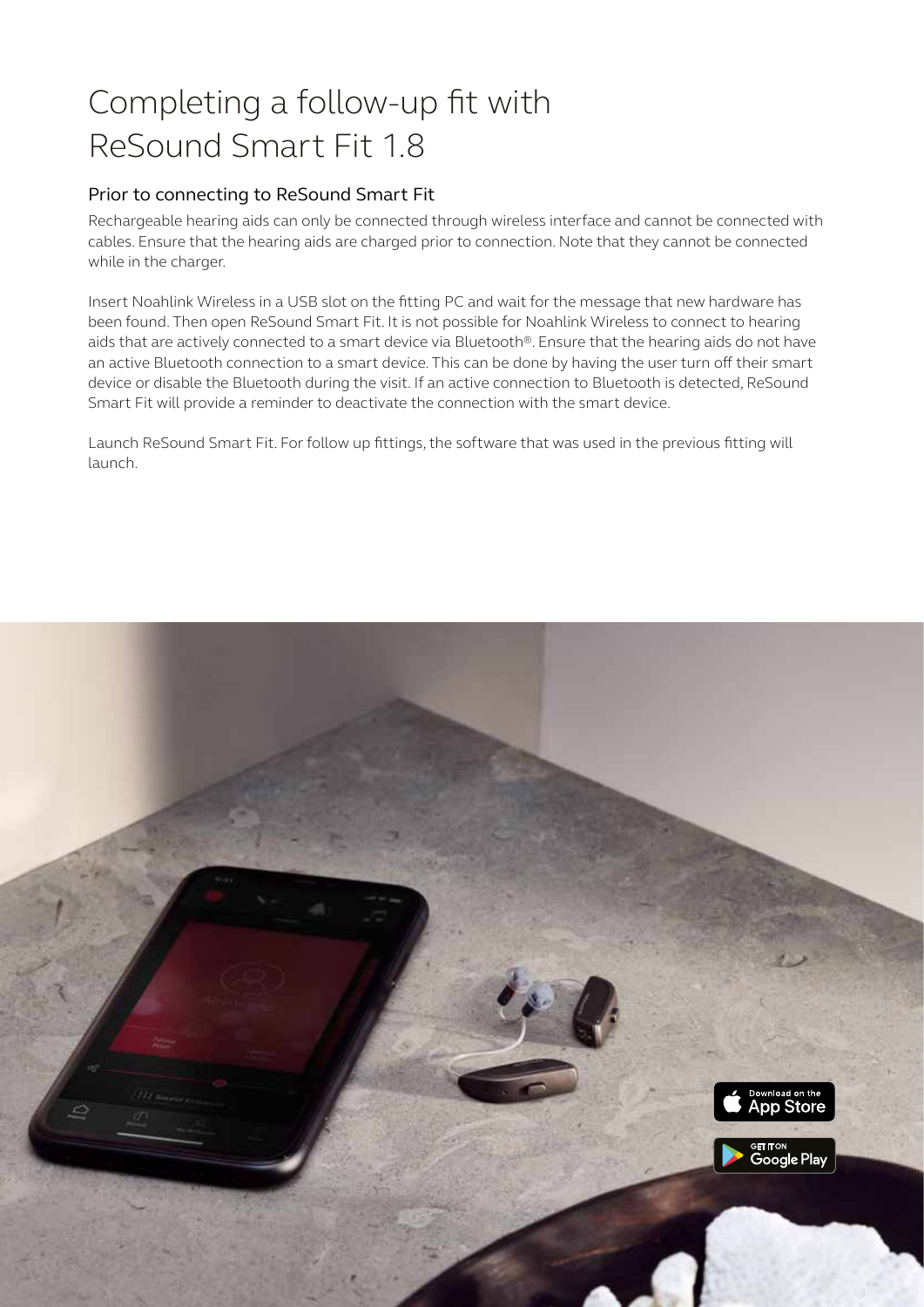# Completing a follow-up fit with ReSound Smart Fit 1.8

## Prior to connecting to ReSound Smart Fit

Rechargeable hearing aids can only be connected through wireless interface and cannot be connected with cables. Ensure that the hearing aids are charged prior to connection. Note that they cannot be connected while in the charger.

Insert Noahlink Wireless in a USB slot on the fitting PC and wait for the message that new hardware has been found. Then open ReSound Smart Fit. It is not possible for Noahlink Wireless to connect to hearing aids that are actively connected to a smart device via Bluetooth®. Ensure that the hearing aids do not have an active Bluetooth connection to a smart device. This can be done by having the user turn off their smart device or disable the Bluetooth during the visit. If an active connection to Bluetooth is detected, ReSound Smart Fit will provide a reminder to deactivate the connection with the smart device.

Launch ReSound Smart Fit. For follow up fittings, the software that was used in the previous fitting will launch.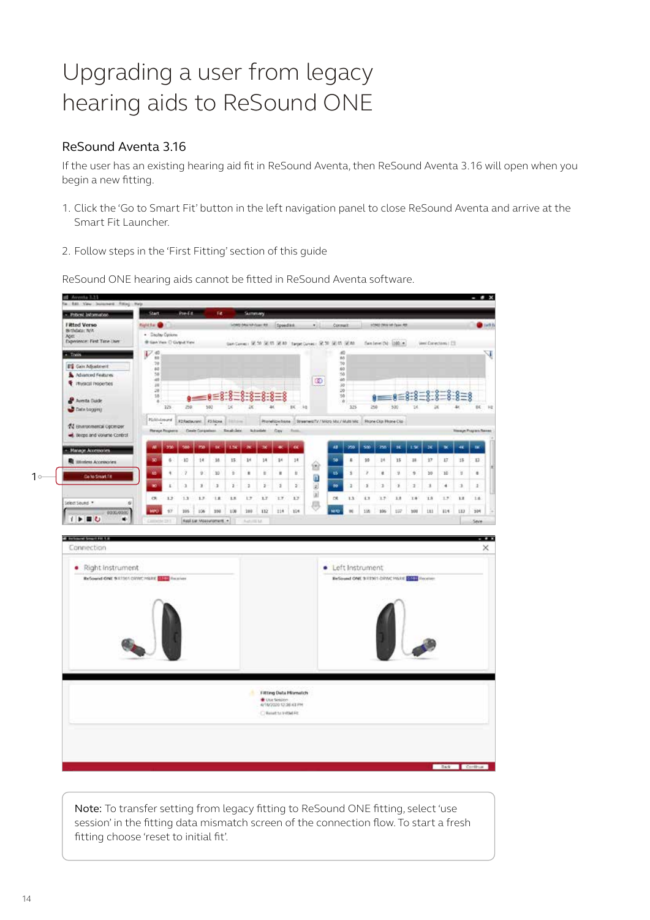# Upgrading a user from legacy hearing aids to ReSound ONE

## ReSound Aventa 3.16

If the user has an existing hearing aid fit in ReSound Aventa, then ReSound Aventa 3.16 will open when you begin a new fitting.

1. Click the 'Go to Smart Fit' button in the left navigation panel to close ReSound Aventa and arrive at the Smart Fit Launcher.

2. Follow steps in the 'First Fitting' section of this guide

ReSound ONE hearing aids cannot be fitted in ReSound Aventa software.

Note: To transfer setting from legacy fitting to ReSound ONE fitting, select 'use session' in the fitting data mismatch screen of the connection flow. To start a fresh fitting choose 'reset to initial fit'.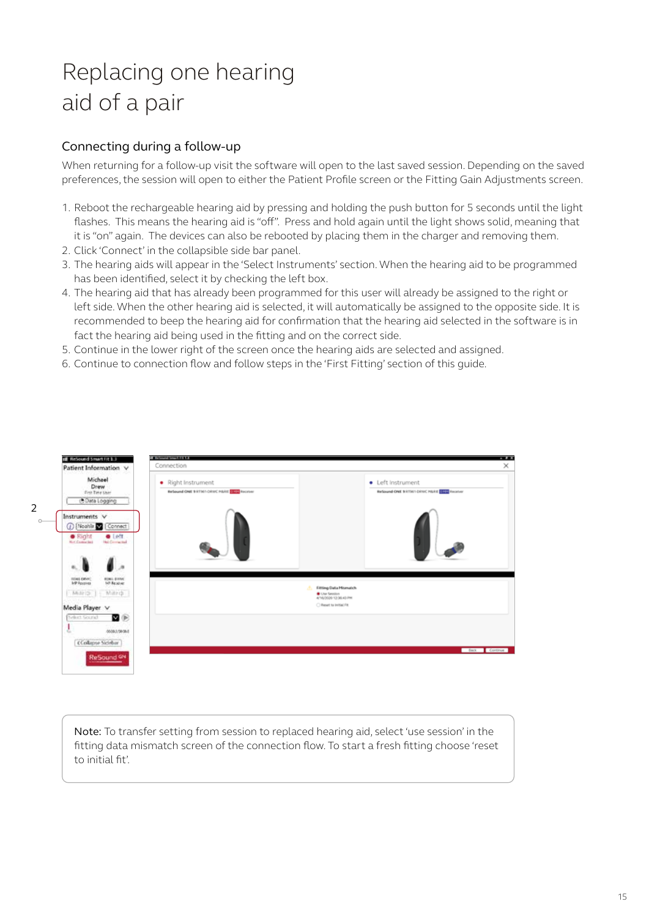# Replacing one hearing aid of a pair

## Connecting during a follow-up

When returning for a follow-up visit the software will open to the last saved session. Depending on the saved preferences, the session will open to either the Patient Profile screen or the Fitting Gain Adjustments screen.

1. Reboot the rechargeable hearing aid by pressing and holding the push button for 5 seconds until the light flashes. This means the hearing aid is "off". Press and hold again until the light shows solid, meaning that it is "on" again. The devices can also be rebooted by placing them in the charger and removing them.
2. Click 'Connect' in the collapsible side bar panel.
3. The hearing aids will appear in the 'Select Instruments' section. When the hearing aid to be programmed has been identified, select it by checking the left box.
4. The hearing aid that has already been programmed for this user will already be assigned to the right or left side. When the other hearing aid is selected, it will automatically be assigned to the opposite side. It is recommended to beep the hearing aid for confirmation that the hearing aid selected in the software is in fact the hearing aid being used in the fitting and on the correct side.
5. Continue in the lower right of the screen once the hearing aids are selected and assigned.
6. Continue to connection flow and follow steps in the 'First Fitting' section of this guide.

2

**Note:** To transfer setting from session to replaced hearing aid, select 'use session' in the fitting data mismatch screen of the connection flow. To start a fresh fitting choose 'reset to initial fit'.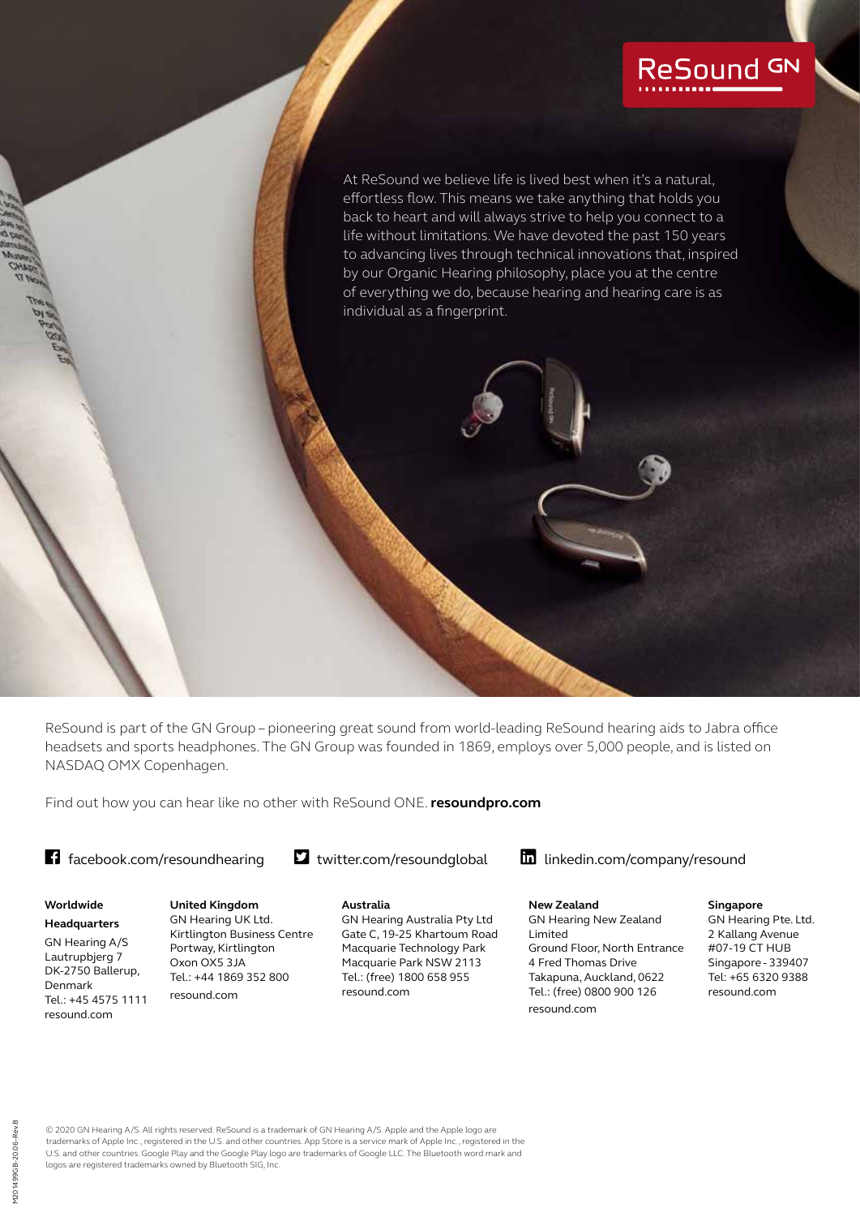ReSound GN

At ReSound we believe life is lived best when it's a natural, effortless flow. This means we take anything that holds you back to heart and will always strive to help you connect to a life without limitations. We have devoted the past 150 years to advancing lives through technical innovations that, inspired by our Organic Hearing philosophy, place you at the centre of everything we do, because hearing and hearing care is as individual as a fingerprint.

ReSound is part of the GN Group – pioneering great sound from world-leading ReSound hearing aids to Jabra office headsets and sports headphones. The GN Group was founded in 1869, employs over 5,000 people, and is listed on NASDAQ OMX Copenhagen.

Find out how you can hear like no other with ReSound ONE. **resoundpro.com**

facebook.com/resoundhearing   twitter.com/resoundglobal   linkedin.com/company/resound

**Worldwide Headquarters**
GN Hearing A/S
Lautrupbjerg 7
DK-2750 Ballerup, Denmark
Tel.: +45 4575 1111
resound.com

**United Kingdom**
GN Hearing UK Ltd.
Kirtlington Business Centre
Portway, Kirtlington
Oxon OX5 3JA
Tel.: +44 1869 352 800
resound.com

**Australia**
GN Hearing Australia Pty Ltd
Gate C, 19-25 Khartoum Road
Macquarie Technology Park
Macquarie Park NSW 2113
Tel.: (free) 1800 658 955
resound.com

**New Zealand**
GN Hearing New Zealand Limited
Ground Floor, North Entrance
4 Fred Thomas Drive
Takapuna, Auckland, 0622
Tel.: (free) 0800 900 126
resound.com

**Singapore**
GN Hearing Pte. Ltd.
2 Kallang Avenue
#07-19 CT HUB
Singapore - 339407
Tel: +65 6320 9388
resound.com

© 2020 GN Hearing A/S. All rights reserved. ReSound is a trademark of GN Hearing A/S. Apple and the Apple logo are trademarks of Apple Inc., registered in the U.S. and other countries. App Store is a service mark of Apple Inc., registered in the U.S. and other countries. Google Play and the Google Play logo are trademarks of Google LLC. The Bluetooth word mark and logos are registered trademarks owned by Bluetooth SIG, Inc.

M201499GB-20.06-Rev.B